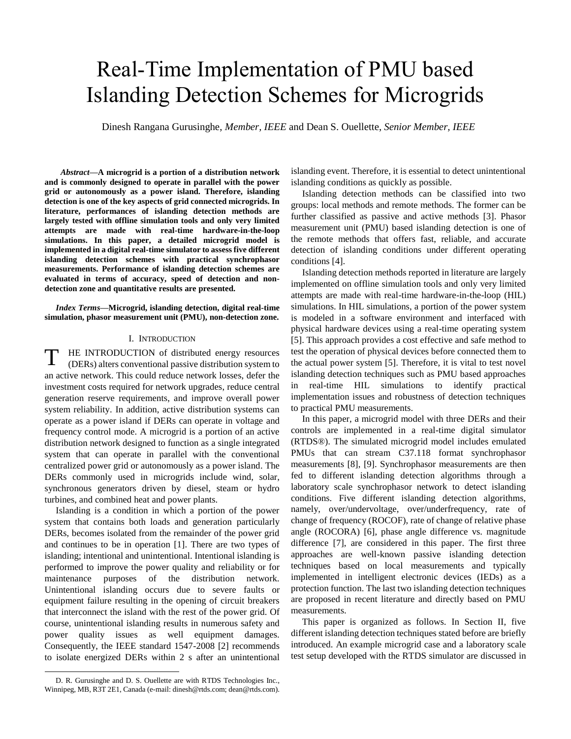# Real-Time Implementation of PMU based Islanding Detection Schemes for Microgrids

Dinesh Rangana Gurusinghe, *Member, IEEE* and Dean S. Ouellette, *Senior Member, IEEE*

***Abstract*—A microgrid is a portion of a distribution network and is commonly designed to operate in parallel with the power grid or autonomously as a power island. Therefore, islanding detection is one of the key aspects of grid connected microgrids. In literature, performances of islanding detection methods are largely tested with offline simulation tools and only very limited attempts are made with real-time hardware-in-the-loop simulations. In this paper, a detailed microgrid model is implemented in a digital real-time simulator to assess five different islanding detection schemes with practical synchrophasor measurements. Performance of islanding detection schemes are evaluated in terms of accuracy, speed of detection and non-detection zone and quantitative results are presented.**

***Index Terms*—Microgrid, islanding detection, digital real-time simulation, phasor measurement unit (PMU), non-detection zone.**

## I. Introduction

THE INTRODUCTION of distributed energy resources (DERs) alters conventional passive distribution system to an active network. This could reduce network losses, defer the investment costs required for network upgrades, reduce central generation reserve requirements, and improve overall power system reliability. In addition, active distribution systems can operate as a power island if DERs can operate in voltage and frequency control mode. A microgrid is a portion of an active distribution network designed to function as a single integrated system that can operate in parallel with the conventional centralized power grid or autonomously as a power island. The DERs commonly used in microgrids include wind, solar, synchronous generators driven by diesel, steam or hydro turbines, and combined heat and power plants.

Islanding is a condition in which a portion of the power system that contains both loads and generation particularly DERs, becomes isolated from the remainder of the power grid and continues to be in operation [1]. There are two types of islanding; intentional and unintentional. Intentional islanding is performed to improve the power quality and reliability or for maintenance purposes of the distribution network. Unintentional islanding occurs due to severe faults or equipment failure resulting in the opening of circuit breakers that interconnect the island with the rest of the power grid. Of course, unintentional islanding results in numerous safety and power quality issues as well equipment damages. Consequently, the IEEE standard 1547-2008 [2] recommends to isolate energized DERs within 2 s after an unintentional islanding event. Therefore, it is essential to detect unintentional islanding conditions as quickly as possible.

Islanding detection methods can be classified into two groups: local methods and remote methods. The former can be further classified as passive and active methods [3]. Phasor measurement unit (PMU) based islanding detection is one of the remote methods that offers fast, reliable, and accurate detection of islanding conditions under different operating conditions [4].

Islanding detection methods reported in literature are largely implemented on offline simulation tools and only very limited attempts are made with real-time hardware-in-the-loop (HIL) simulations. In HIL simulations, a portion of the power system is modeled in a software environment and interfaced with physical hardware devices using a real-time operating system [5]. This approach provides a cost effective and safe method to test the operation of physical devices before connected them to the actual power system [5]. Therefore, it is vital to test novel islanding detection techniques such as PMU based approaches in real-time HIL simulations to identify practical implementation issues and robustness of detection techniques to practical PMU measurements.

In this paper, a microgrid model with three DERs and their controls are implemented in a real-time digital simulator (RTDS®). The simulated microgrid model includes emulated PMUs that can stream C37.118 format synchrophasor measurements [8], [9]. Synchrophasor measurements are then fed to different islanding detection algorithms through a laboratory scale synchrophasor network to detect islanding conditions. Five different islanding detection algorithms, namely, over/undervoltage, over/underfrequency, rate of change of frequency (ROCOF), rate of change of relative phase angle (ROCORA) [6], phase angle difference vs. magnitude difference [7], are considered in this paper. The first three approaches are well-known passive islanding detection techniques based on local measurements and typically implemented in intelligent electronic devices (IEDs) as a protection function. The last two islanding detection techniques are proposed in recent literature and directly based on PMU measurements.

This paper is organized as follows. In Section II, five different islanding detection techniques stated before are briefly introduced. An example microgrid case and a laboratory scale test setup developed with the RTDS simulator are discussed in

D. R. Gurusinghe and D. S. Ouellette are with RTDS Technologies Inc., Winnipeg, MB, R3T 2E1, Canada (e-mail: dinesh@rtds.com; dean@rtds.com).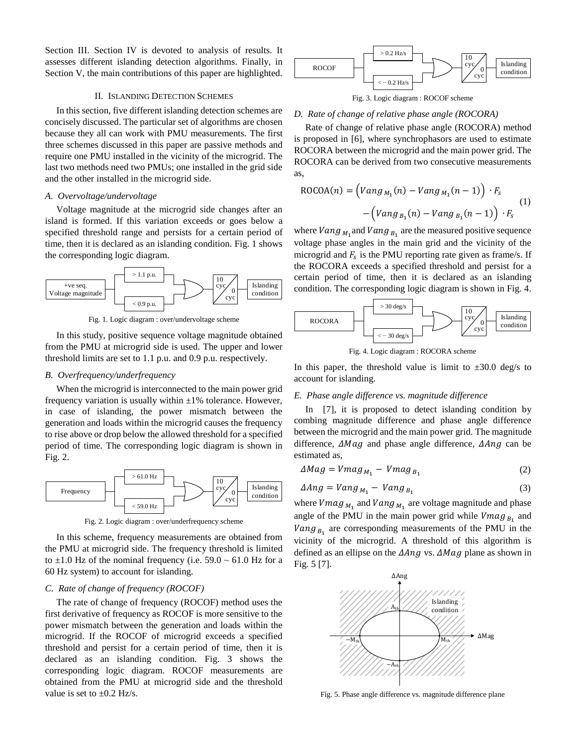Section III. Section IV is devoted to analysis of results. It assesses different islanding detection algorithms. Finally, in Section V, the main contributions of this paper are highlighted.

## II. Islanding Detection Schemes

In this section, five different islanding detection schemes are concisely discussed. The particular set of algorithms are chosen because they all can work with PMU measurements. The first three schemes discussed in this paper are passive methods and require one PMU installed in the vicinity of the microgrid. The last two methods need two PMUs; one installed in the grid side and the other installed in the microgrid side.

### A. Overvoltage/undervoltage

Voltage magnitude at the microgrid side changes after an island is formed. If this variation exceeds or goes below a specified threshold range and persists for a certain period of time, then it is declared as an islanding condition. Fig. 1 shows the corresponding logic diagram.

Fig. 1. Logic diagram : over/undervoltage scheme

In this study, positive sequence voltage magnitude obtained from the PMU at microgrid side is used. The upper and lower threshold limits are set to 1.1 p.u. and 0.9 p.u. respectively.

### B. Overfrequency/underfrequency

When the microgrid is interconnected to the main power grid frequency variation is usually within ±1% tolerance. However, in case of islanding, the power mismatch between the generation and loads within the microgrid causes the frequency to rise above or drop below the allowed threshold for a specified period of time. The corresponding logic diagram is shown in Fig. 2.

Fig. 2. Logic diagram : over/underfrequency scheme

In this scheme, frequency measurements are obtained from the PMU at microgrid side. The frequency threshold is limited to ±1.0 Hz of the nominal frequency (i.e. 59.0 ~ 61.0 Hz for a 60 Hz system) to account for islanding.

### C. Rate of change of frequency (ROCOF)

The rate of change of frequency (ROCOF) method uses the first derivative of frequency as ROCOF is more sensitive to the power mismatch between the generation and loads within the microgrid. If the ROCOF of microgrid exceeds a specified threshold and persist for a certain period of time, then it is declared as an islanding condition. Fig. 3 shows the corresponding logic diagram. ROCOF measurements are obtained from the PMU at microgrid side and the threshold value is set to ±0.2 Hz/s.

Fig. 3. Logic diagram : ROCOF scheme

### D. Rate of change of relative phase angle (ROCORA)

Rate of change of relative phase angle (ROCORA) method is proposed in [6], where synchrophasors are used to estimate ROCORA between the microgrid and the main power grid. The ROCORA can be derived from two consecutive measurements as,

$$\mathrm{ROCOA}(n) = \left(Vang_{M_1}(n) - Vang_{M_1}(n-1)\right) \cdot F_s - \left(Vang_{B_1}(n) - Vang_{B_1}(n-1)\right) \cdot F_s \tag{1}$$

where $Vang_{M_1}$ and $Vang_{B_1}$ are the measured positive sequence voltage phase angles in the main grid and the vicinity of the microgrid and $F_s$ is the PMU reporting rate given as frame/s. If the ROCORA exceeds a specified threshold and persist for a certain period of time, then it is declared as an islanding condition. The corresponding logic diagram is shown in Fig. 4.

Fig. 4. Logic diagram : ROCORA scheme

In this paper, the threshold value is limit to ±30.0 deg/s to account for islanding.

### E. Phase angle difference vs. magnitude difference

In [7], it is proposed to detect islanding condition by combing magnitude difference and phase angle difference between the microgrid and the main power grid. The magnitude difference, $\Delta Mag$ and phase angle difference, $\Delta Ang$ can be estimated as,

$$\Delta Mag = Vmag_{M_1} - Vmag_{B_1} \tag{2}$$

$$\Delta Ang = Vang_{M_1} - Vang_{B_1} \tag{3}$$

where $Vmag_{M_1}$ and $Vang_{M_1}$ are voltage magnitude and phase angle of the PMU in the main power grid while $Vmag_{B_1}$ and $Vang_{B_1}$ are corresponding measurements of the PMU in the vicinity of the microgrid. A threshold of this algorithm is defined as an ellipse on the $\Delta Ang$ vs. $\Delta Mag$ plane as shown in Fig. 5 [7].

Fig. 5. Phase angle difference vs. magnitude difference plane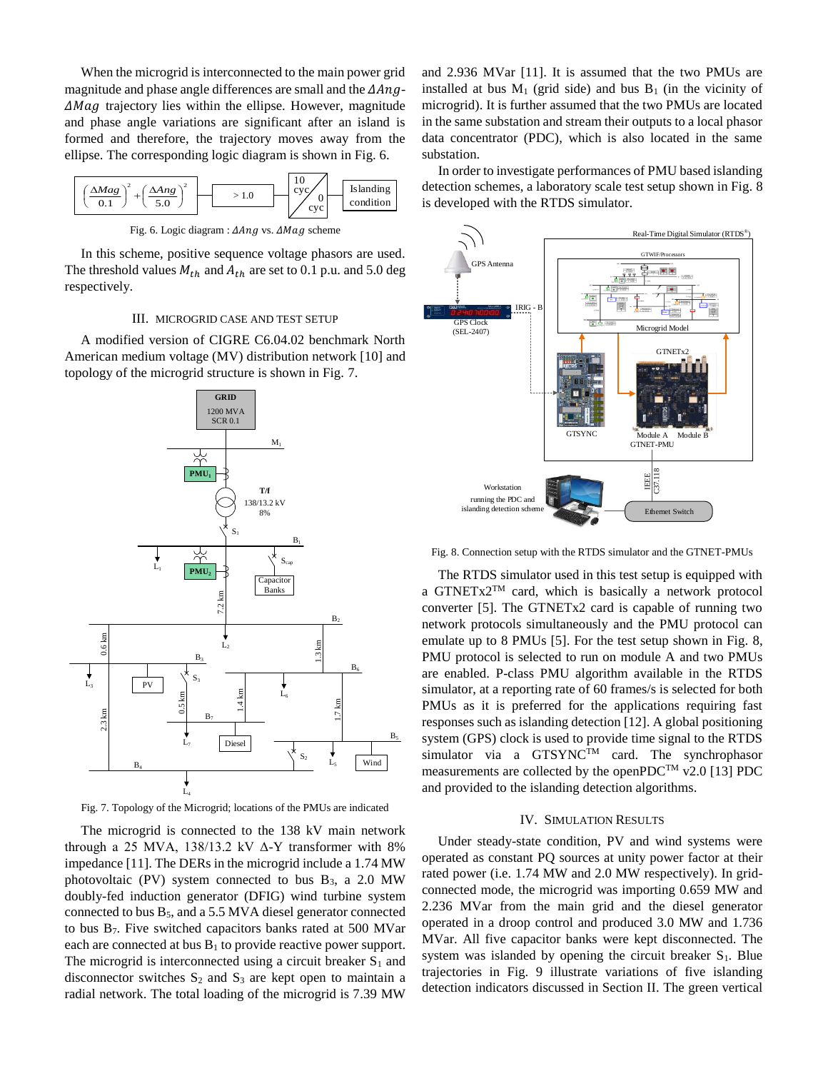When the microgrid is interconnected to the main power grid magnitude and phase angle differences are small and the $\Delta Ang$-$\Delta Mag$ trajectory lies within the ellipse. However, magnitude and phase angle variations are significant after an island is formed and therefore, the trajectory moves away from the ellipse. The corresponding logic diagram is shown in Fig. 6.

$$\left(\frac{\Delta Mag}{0.1}\right)^2 + \left(\frac{\Delta Ang}{5.0}\right)^2 > 1.0 \rightarrow \frac{10 \text{ cyc}}{0 \text{ cyc}} \rightarrow \text{Islanding condition}$$

Fig. 6. Logic diagram : $\Delta Ang$ vs. $\Delta Mag$ scheme

In this scheme, positive sequence voltage phasors are used. The threshold values $M_{th}$ and $A_{th}$ are set to 0.1 p.u. and 5.0 deg respectively.

## III. Microgrid Case and Test Setup

A modified version of CIGRE C6.04.02 benchmark North American medium voltage (MV) distribution network [10] and topology of the microgrid structure is shown in Fig. 7.

Fig. 7. Topology of the Microgrid; locations of the PMUs are indicated

The microgrid is connected to the 138 kV main network through a 25 MVA, 138/13.2 kV Δ-Y transformer with 8% impedance [11]. The DERs in the microgrid include a 1.74 MW photovoltaic (PV) system connected to bus $B_3$, a 2.0 MW doubly-fed induction generator (DFIG) wind turbine system connected to bus $B_5$, and a 5.5 MVA diesel generator connected to bus $B_7$. Five switched capacitors banks rated at 500 MVar each are connected at bus $B_1$ to provide reactive power support. The microgrid is interconnected using a circuit breaker $S_1$ and disconnector switches $S_2$ and $S_3$ are kept open to maintain a radial network. The total loading of the microgrid is 7.39 MW and 2.936 MVar [11]. It is assumed that the two PMUs are installed at bus $M_1$ (grid side) and bus $B_1$ (in the vicinity of microgrid). It is further assumed that the two PMUs are located in the same substation and stream their outputs to a local phasor data concentrator (PDC), which is also located in the same substation.

In order to investigate performances of PMU based islanding detection schemes, a laboratory scale test setup shown in Fig. 8 is developed with the RTDS simulator.

Fig. 8. Connection setup with the RTDS simulator and the GTNET-PMUs

The RTDS simulator used in this test setup is equipped with a GTNETx2™ card, which is basically a network protocol converter [5]. The GTNETx2 card is capable of running two network protocols simultaneously and the PMU protocol can emulate up to 8 PMUs [5]. For the test setup shown in Fig. 8, PMU protocol is selected to run on module A and two PMUs are enabled. P-class PMU algorithm available in the RTDS simulator, at a reporting rate of 60 frames/s is selected for both PMUs as it is preferred for the applications requiring fast responses such as islanding detection [12]. A global positioning system (GPS) clock is used to provide time signal to the RTDS simulator via a GTSYNC™ card. The synchrophasor measurements are collected by the openPDC™ v2.0 [13] PDC and provided to the islanding detection algorithms.

## IV. Simulation Results

Under steady-state condition, PV and wind systems were operated as constant PQ sources at unity power factor at their rated power (i.e. 1.74 MW and 2.0 MW respectively). In grid-connected mode, the microgrid was importing 0.659 MW and 2.236 MVar from the main grid and the diesel generator operated in a droop control and produced 3.0 MW and 1.736 MVar. All five capacitor banks were kept disconnected. The system was islanded by opening the circuit breaker $S_1$. Blue trajectories in Fig. 9 illustrate variations of five islanding detection indicators discussed in Section II. The green vertical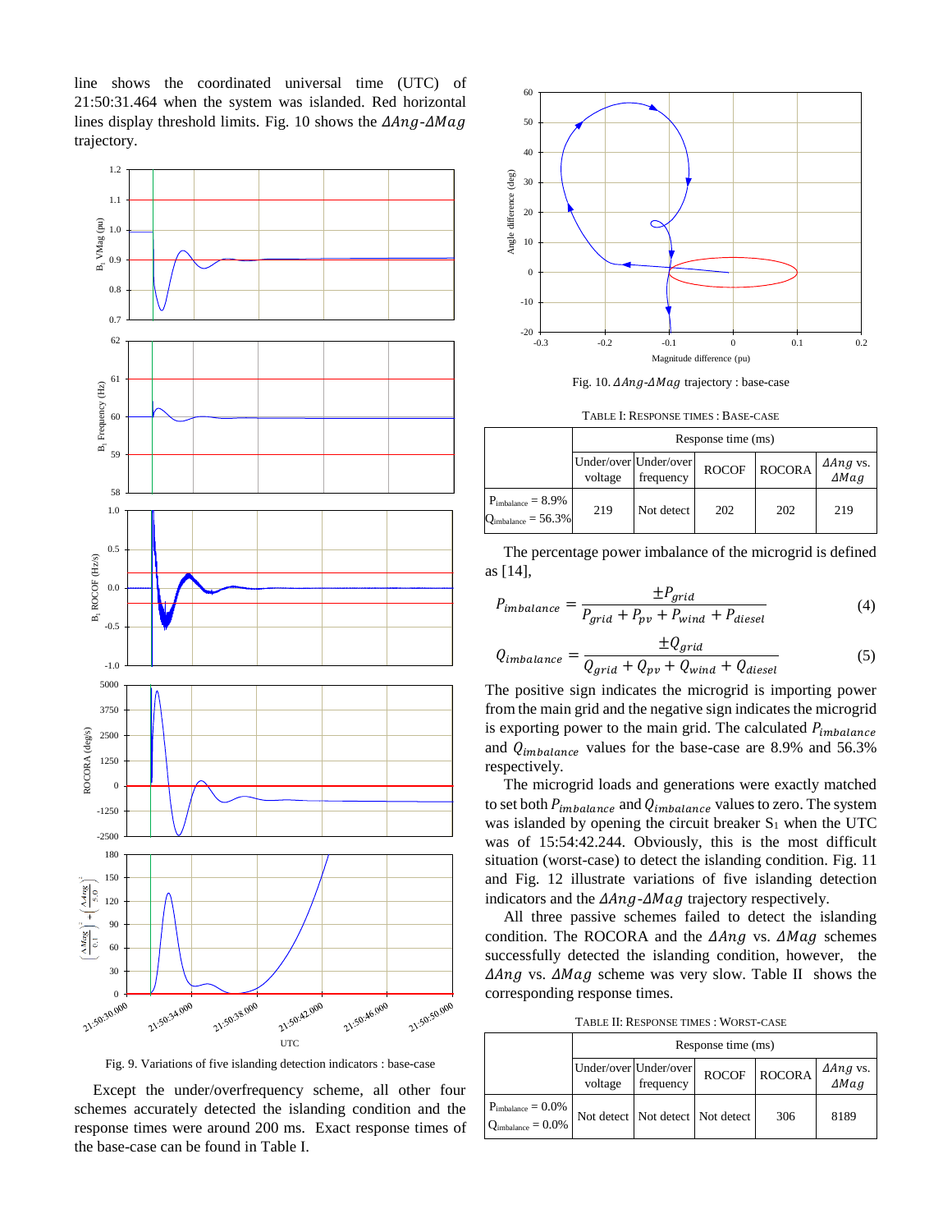line shows the coordinated universal time (UTC) of 21:50:31.464 when the system was islanded. Red horizontal lines display threshold limits. Fig. 10 shows the $\Delta Ang$-$\Delta Mag$ trajectory.

Fig. 9. Variations of five islanding detection indicators : base-case

Except the under/overfrequency scheme, all other four schemes accurately detected the islanding condition and the response times were around 200 ms. Exact response times of the base-case can be found in Table I.

Fig. 10. $\Delta Ang$-$\Delta Mag$ trajectory : base-case

TABLE I: RESPONSE TIMES : BASE-CASE

| | Response time (ms) | | | | |
|---|---|---|---|---|---|
| | Under/over voltage | Under/over frequency | ROCOF | ROCORA | $\Delta Ang$ vs. $\Delta Mag$ |
| $P_{imbalance}$ = 8.9% $Q_{imbalance}$ = 56.3% | 219 | Not detect | 202 | 202 | 219 |

The percentage power imbalance of the microgrid is defined as [14],

$$P_{imbalance} = \frac{\pm P_{grid}}{P_{grid} + P_{pv} + P_{wind} + P_{diesel}} \quad (4)$$

$$Q_{imbalance} = \frac{\pm Q_{grid}}{Q_{grid} + Q_{pv} + Q_{wind} + Q_{diesel}} \quad (5)$$

The positive sign indicates the microgrid is importing power from the main grid and the negative sign indicates the microgrid is exporting power to the main grid. The calculated $P_{imbalance}$ and $Q_{imbalance}$ values for the base-case are 8.9% and 56.3% respectively.

The microgrid loads and generations were exactly matched to set both $P_{imbalance}$ and $Q_{imbalance}$ values to zero. The system was islanded by opening the circuit breaker $S_1$ when the UTC was of 15:54:42.244. Obviously, this is the most difficult situation (worst-case) to detect the islanding condition. Fig. 11 and Fig. 12 illustrate variations of five islanding detection indicators and the $\Delta Ang$-$\Delta Mag$ trajectory respectively.

All three passive schemes failed to detect the islanding condition. The ROCORA and the $\Delta Ang$ vs. $\Delta Mag$ schemes successfully detected the islanding condition, however, the $\Delta Ang$ vs. $\Delta Mag$ scheme was very slow. Table II shows the corresponding response times.

TABLE II: RESPONSE TIMES : WORST-CASE

| | Response time (ms) | | | | |
|---|---|---|---|---|---|
| | Under/over voltage | Under/over frequency | ROCOF | ROCORA | $\Delta Ang$ vs. $\Delta Mag$ |
| $P_{imbalance}$ = 0.0% $Q_{imbalance}$ = 0.0% | Not detect | Not detect | Not detect | 306 | 8189 |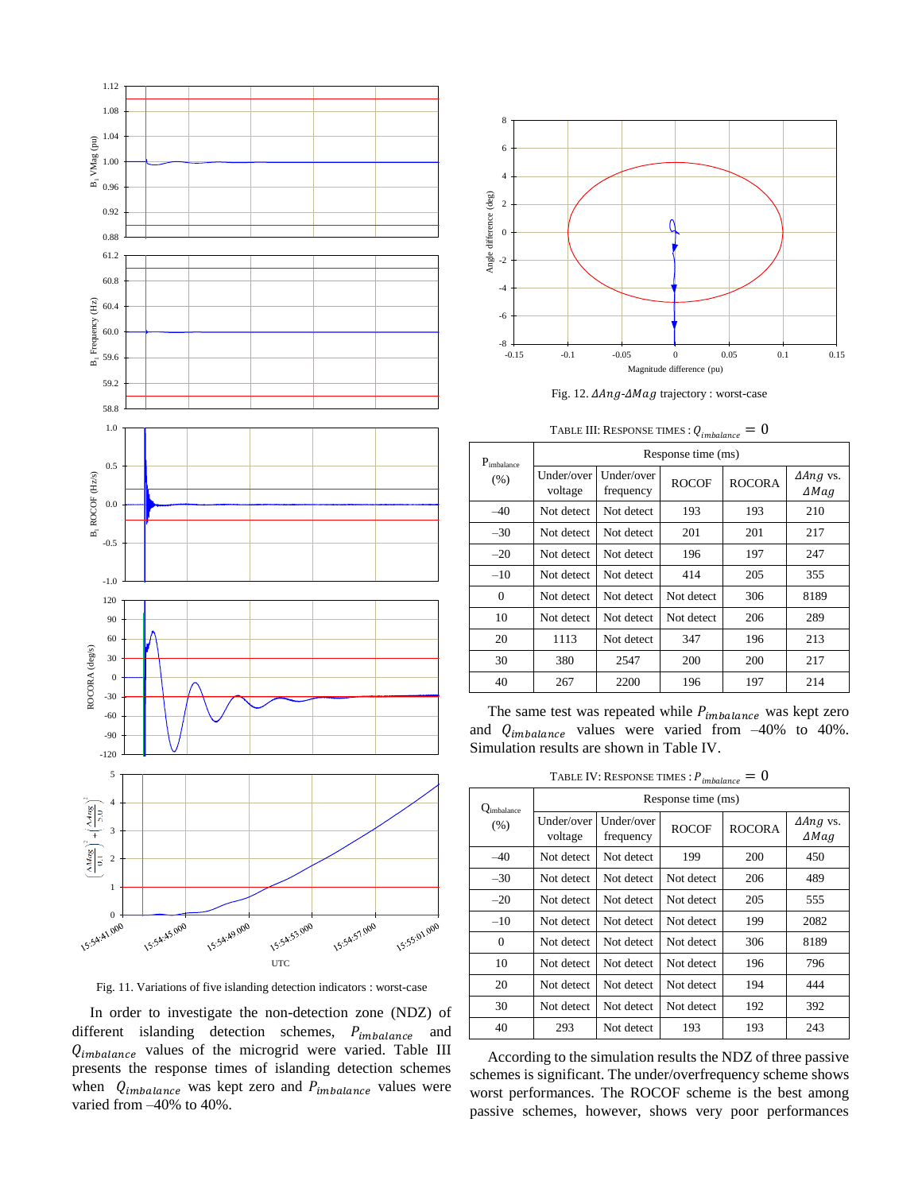Fig. 11. Variations of five islanding detection indicators : worst-case

In order to investigate the non-detection zone (NDZ) of different islanding detection schemes, $P_{imbalance}$ and $Q_{imbalance}$ values of the microgrid were varied. Table III presents the response times of islanding detection schemes when $Q_{imbalance}$ was kept zero and $P_{imbalance}$ values were varied from –40% to 40%.

Fig. 12. $\Delta Ang$-$\Delta Mag$ trajectory : worst-case

TABLE III: RESPONSE TIMES : $Q_{imbalance} = 0$

| $P_{imbalance}$ (%) | Response time (ms) | | | | |
|---|---|---|---|---|---|
| | Under/over voltage | Under/over frequency | ROCOF | ROCORA | $\Delta Ang$ vs. $\Delta Mag$ |
| –40 | Not detect | Not detect | 193 | 193 | 210 |
| –30 | Not detect | Not detect | 201 | 201 | 217 |
| –20 | Not detect | Not detect | 196 | 197 | 247 |
| –10 | Not detect | Not detect | 414 | 205 | 355 |
| 0 | Not detect | Not detect | Not detect | 306 | 8189 |
| 10 | Not detect | Not detect | Not detect | 206 | 289 |
| 20 | 1113 | Not detect | 347 | 196 | 213 |
| 30 | 380 | 2547 | 200 | 200 | 217 |
| 40 | 267 | 2200 | 196 | 197 | 214 |

The same test was repeated while $P_{imbalance}$ was kept zero and $Q_{imbalance}$ values were varied from –40% to 40%. Simulation results are shown in Table IV.

TABLE IV: RESPONSE TIMES : $P_{imbalance} = 0$

| $Q_{imbalance}$ (%) | Response time (ms) | | | | |
|---|---|---|---|---|---|
| | Under/over voltage | Under/over frequency | ROCOF | ROCORA | $\Delta Ang$ vs. $\Delta Mag$ |
| –40 | Not detect | Not detect | 199 | 200 | 450 |
| –30 | Not detect | Not detect | Not detect | 206 | 489 |
| –20 | Not detect | Not detect | Not detect | 205 | 555 |
| –10 | Not detect | Not detect | Not detect | 199 | 2082 |
| 0 | Not detect | Not detect | Not detect | 306 | 8189 |
| 10 | Not detect | Not detect | Not detect | 196 | 796 |
| 20 | Not detect | Not detect | Not detect | 194 | 444 |
| 30 | Not detect | Not detect | Not detect | 192 | 392 |
| 40 | 293 | Not detect | 193 | 193 | 243 |

According to the simulation results the NDZ of three passive schemes is significant. The under/overfrequency scheme shows worst performances. The ROCOF scheme is the best among passive schemes, however, shows very poor performances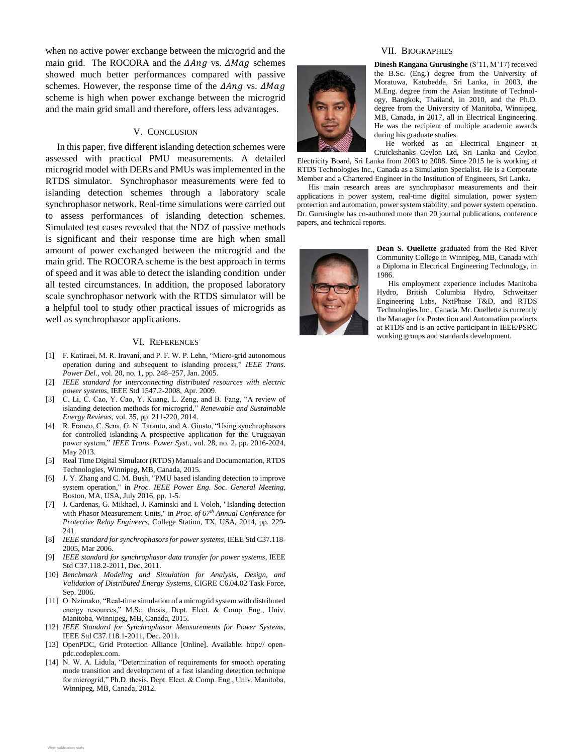when no active power exchange between the microgrid and the main grid. The ROCORA and the $\Delta Ang$ vs. $\Delta Mag$ schemes showed much better performances compared with passive schemes. However, the response time of the $\Delta Ang$ vs. $\Delta Mag$ scheme is high when power exchange between the microgrid and the main grid small and therefore, offers less advantages.

## V. Conclusion

In this paper, five different islanding detection schemes were assessed with practical PMU measurements. A detailed microgrid model with DERs and PMUs was implemented in the RTDS simulator. Synchrophasor measurements were fed to islanding detection schemes through a laboratory scale synchrophasor network. Real-time simulations were carried out to assess performances of islanding detection schemes. Simulated test cases revealed that the NDZ of passive methods is significant and their response time are high when small amount of power exchanged between the microgrid and the main grid. The ROCORA scheme is the best approach in terms of speed and it was able to detect the islanding condition under all tested circumstances. In addition, the proposed laboratory scale synchrophasor network with the RTDS simulator will be a helpful tool to study other practical issues of microgrids as well as synchrophasor applications.

## VI. References

[1] F. Katiraei, M. R. Iravani, and P. F. W. P. Lehn, "Micro-grid autonomous operation during and subsequent to islanding process," *IEEE Trans. Power Del.*, vol. 20, no. 1, pp. 248–257, Jan. 2005.

[2] *IEEE standard for interconnecting distributed resources with electric power systems*, IEEE Std 1547.2-2008, Apr. 2009.

[3] C. Li, C. Cao, Y. Cao, Y. Kuang, L. Zeng, and B. Fang, "A review of islanding detection methods for microgrid," *Renewable and Sustainable Energy Reviews*, vol. 35, pp. 211-220, 2014.

[4] R. Franco, C. Sena, G. N. Taranto, and A. Giusto, "Using synchrophasors for controlled islanding-A prospective application for the Uruguayan power system," *IEEE Trans. Power Syst.*, vol. 28, no. 2, pp. 2016-2024, May 2013.

[5] Real Time Digital Simulator (RTDS) Manuals and Documentation, RTDS Technologies, Winnipeg, MB, Canada, 2015.

[6] J. Y. Zhang and C. M. Bush, "PMU based islanding detection to improve system operation," in *Proc. IEEE Power Eng. Soc. General Meeting*, Boston, MA, USA, July 2016, pp. 1-5.

[7] J. Cardenas, G. Mikhael, J. Kaminski and I. Voloh, "Islanding detection with Phasor Measurement Units," in *Proc. of 67th Annual Conference for Protective Relay Engineers*, College Station, TX, USA, 2014, pp. 229-241.

[8] *IEEE standard for synchrophasors for power systems*, IEEE Std C37.118-2005, Mar 2006.

[9] *IEEE standard for synchrophasor data transfer for power systems*, IEEE Std C37.118.2-2011, Dec. 2011.

[10] *Benchmark Modeling and Simulation for Analysis, Design, and Validation of Distributed Energy Systems*, CIGRE C6.04.02 Task Force, Sep. 2006.

[11] O. Nzimako, "Real-time simulation of a microgrid system with distributed energy resources," M.Sc. thesis, Dept. Elect. & Comp. Eng., Univ. Manitoba, Winnipeg, MB, Canada, 2015.

[12] *IEEE Standard for Synchrophasor Measurements for Power Systems*, IEEE Std C37.118.1-2011, Dec. 2011.

[13] OpenPDC, Grid Protection Alliance [Online]. Available: http:// open-pdc.codeplex.com.

[14] N. W. A. Lidula, "Determination of requirements for smooth operating mode transition and development of a fast islanding detection technique for microgrid," Ph.D. thesis, Dept. Elect. & Comp. Eng., Univ. Manitoba, Winnipeg, MB, Canada, 2012.

## VII. Biographies

**Dinesh Rangana Gurusinghe** (S'11, M'17) received the B.Sc. (Eng.) degree from the University of Moratuwa, Katubedda, Sri Lanka, in 2003, the M.Eng. degree from the Asian Institute of Technology, Bangkok, Thailand, in 2010, and the Ph.D. degree from the University of Manitoba, Winnipeg, MB, Canada, in 2017, all in Electrical Engineering. He was the recipient of multiple academic awards during his graduate studies.

He worked as an Electrical Engineer at Cruickshanks Ceylon Ltd, Sri Lanka and Ceylon Electricity Board, Sri Lanka from 2003 to 2008. Since 2015 he is working at RTDS Technologies Inc., Canada as a Simulation Specialist. He is a Corporate Member and a Chartered Engineer in the Institution of Engineers, Sri Lanka.

His main research areas are synchrophasor measurements and their applications in power system, real-time digital simulation, power system protection and automation, power system stability, and power system operation. Dr. Gurusinghe has co-authored more than 20 journal publications, conference papers, and technical reports.

**Dean S. Ouellette** graduated from the Red River Community College in Winnipeg, MB, Canada with a Diploma in Electrical Engineering Technology, in 1986.

His employment experience includes Manitoba Hydro, British Columbia Hydro, Schweitzer Engineering Labs, NxtPhase T&D, and RTDS Technologies Inc., Canada. Mr. Ouellette is currently the Manager for Protection and Automation products at RTDS and is an active participant in IEEE/PSRC working groups and standards development.